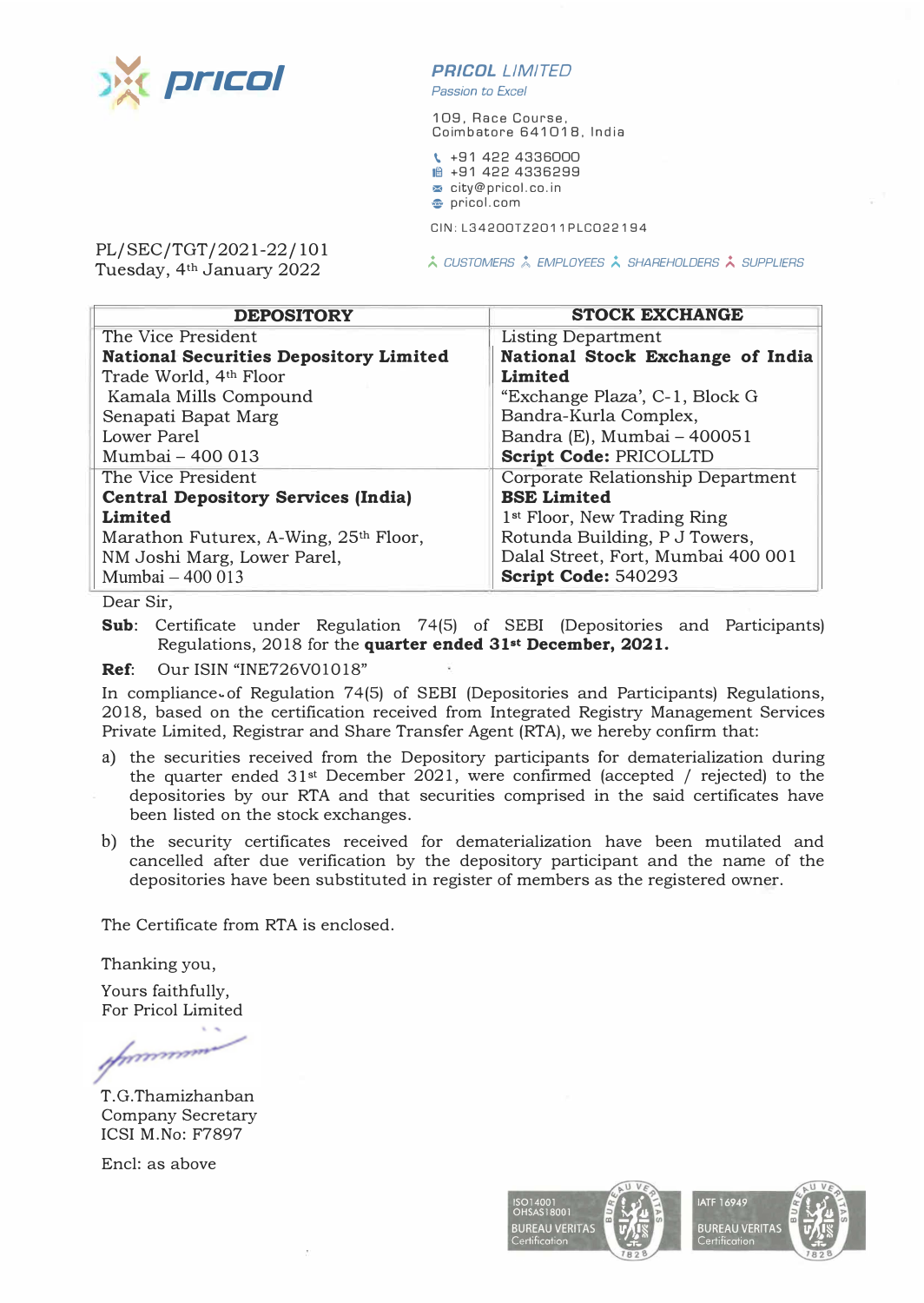**pricol**

**PRICOL** *LIMITED*
*Passion to Excel*

109, Race Course,
Coimbatore 641018, India

+91 422 4336000
+91 422 4336299
city@pricol.co.in
pricol.com

CIN: L34200TZ2011PLC022194

*CUSTOMERS* *EMPLOYEES* *SHAREHOLDERS* *SUPPLIERS*

PL/SEC/TGT/2021-22/101
Tuesday, 4th January 2022

| DEPOSITORY | STOCK EXCHANGE |
|---|---|
| The Vice President<br>**National Securities Depository Limited**<br>Trade World, 4th Floor<br>Kamala Mills Compound<br>Senapati Bapat Marg<br>Lower Parel<br>Mumbai – 400 013 | Listing Department<br>**National Stock Exchange of India Limited**<br>"Exchange Plaza', C-1, Block G<br>Bandra-Kurla Complex,<br>Bandra (E), Mumbai – 400051<br>**Script Code:** PRICOLLTD |
| The Vice President<br>**Central Depository Services (India) Limited**<br>Marathon Futurex, A-Wing, 25th Floor,<br>NM Joshi Marg, Lower Parel,<br>Mumbai – 400 013 | Corporate Relationship Department<br>**BSE Limited**<br>1st Floor, New Trading Ring<br>Rotunda Building, P J Towers,<br>Dalal Street, Fort, Mumbai 400 001<br>**Script Code:** 540293 |

Dear Sir,

**Sub**: Certificate under Regulation 74(5) of SEBI (Depositories and Participants) Regulations, 2018 for the **quarter ended 31st December, 2021.**

**Ref**: Our ISIN "INE726V01018"

In compliance of Regulation 74(5) of SEBI (Depositories and Participants) Regulations, 2018, based on the certification received from Integrated Registry Management Services Private Limited, Registrar and Share Transfer Agent (RTA), we hereby confirm that:

a) the securities received from the Depository participants for dematerialization during the quarter ended 31st December 2021, were confirmed (accepted / rejected) to the depositories by our RTA and that securities comprised in the said certificates have been listed on the stock exchanges.

b) the security certificates received for dematerialization have been mutilated and cancelled after due verification by the depository participant and the name of the depositories have been substituted in register of members as the registered owner.

The Certificate from RTA is enclosed.

Thanking you,

Yours faithfully,
For Pricol Limited

T.G.Thamizhanban
Company Secretary
ICSI M.No: F7897

Encl: as above

ISO14001
OHSAS18001
BUREAU VERITAS
Certification

IATF 16949
BUREAU VERITAS
Certification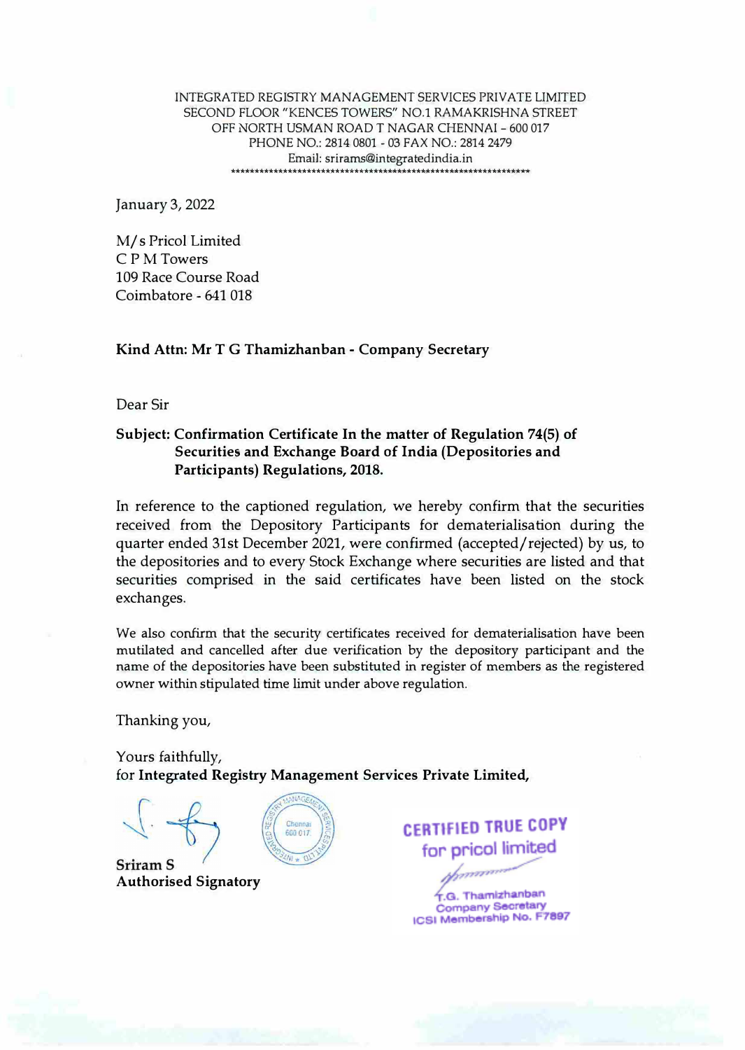INTEGRATED REGISTRY MANAGEMENT SERVICES PRIVATE LIMITED
SECOND FLOOR "KENCES TOWERS" NO.1 RAMAKRISHNA STREET
OFF NORTH USMAN ROAD T NAGAR CHENNAI - 600 017
PHONE NO.: 2814 0801 - 03 FAX NO.: 2814 2479
Email: srirams@integratedindia.in

January 3, 2022

M/s Pricol Limited
C P M Towers
109 Race Course Road
Coimbatore - 641 018

**Kind Attn: Mr T G Thamizhanban - Company Secretary**

Dear Sir

**Subject: Confirmation Certificate In the matter of Regulation 74(5) of Securities and Exchange Board of India (Depositories and Participants) Regulations, 2018.**

In reference to the captioned regulation, we hereby confirm that the securities received from the Depository Participants for dematerialisation during the quarter ended 31st December 2021, were confirmed (accepted/rejected) by us, to the depositories and to every Stock Exchange where securities are listed and that securities comprised in the said certificates have been listed on the stock exchanges.

We also confirm that the security certificates received for dematerialisation have been mutilated and cancelled after due verification by the depository participant and the name of the depositories have been substituted in register of members as the registered owner within stipulated time limit under above regulation.

Thanking you,

Yours faithfully,
for **Integrated Registry Management Services Private Limited,**

**Sriram S**
**Authorised Signatory**

CERTIFIED TRUE COPY
for pricol limited

T.G. Thamizhanban
Company Secretary
ICSI Membership No. F7897